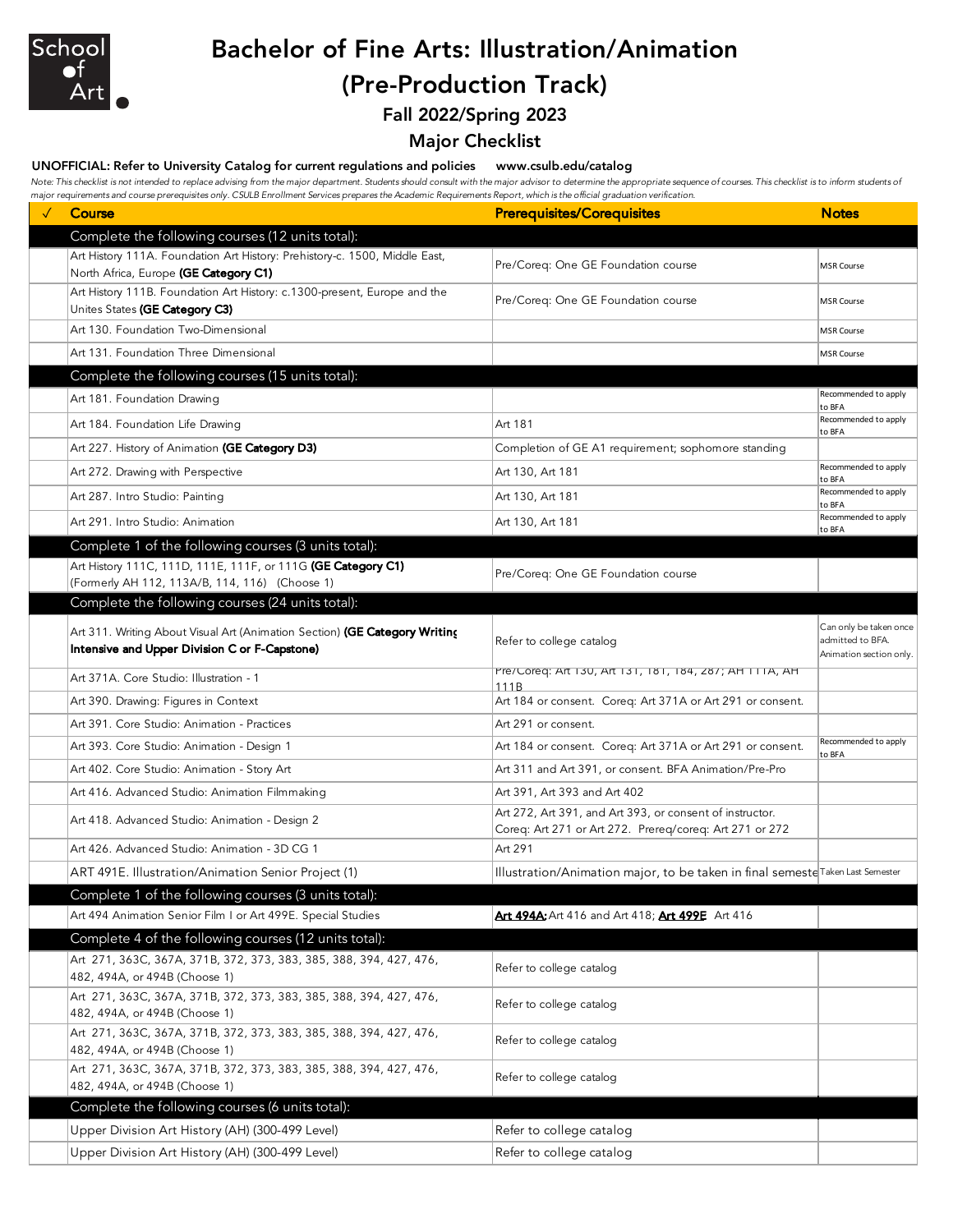# Bachelor of Fine Arts: Illustration/Animation (Pre-Production Track)

## Fall 2022/Spring 2023

## Major Checklist

**UNOFFICIAL: Refer to University Catalog for current regulations and policies www.csulb.edu/catalog**

*Note: This checklist is not intended to replace advising from the major department. Students should consult with the major advisor to determine the appropriate sequence of courses. This checklist is to inform students of major requirements and course prerequisites only. CSULB Enrollment Services prepares the Academic Requirements Report, which is the official graduation verification.*

| ✓ | Course | Prerequisites/Corequisites | Notes |
|---|---|---|---|
| | **Complete the following courses (12 units total):** | | |
| | Art History 111A. Foundation Art History: Prehistory-c. 1500, Middle East, North Africa, Europe **(GE Category C1)** | Pre/Coreq: One GE Foundation course | MSR Course |
| | Art History 111B. Foundation Art History: c.1300-present, Europe and the Unites States **(GE Category C3)** | Pre/Coreq: One GE Foundation course | MSR Course |
| | Art 130. Foundation Two-Dimensional | | MSR Course |
| | Art 131. Foundation Three Dimensional | | MSR Course |
| | **Complete the following courses (15 units total):** | | |
| | Art 181. Foundation Drawing | | Recommended to apply to BFA |
| | Art 184. Foundation Life Drawing | Art 181 | Recommended to apply to BFA |
| | Art 227. History of Animation **(GE Category D3)** | Completion of GE A1 requirement; sophomore standing | |
| | Art 272. Drawing with Perspective | Art 130, Art 181 | Recommended to apply to BFA |
| | Art 287. Intro Studio: Painting | Art 130, Art 181 | Recommended to apply to BFA |
| | Art 291. Intro Studio: Animation | Art 130, Art 181 | Recommended to apply to BFA |
| | **Complete 1 of the following courses (3 units total):** | | |
| | Art History 111C, 111D, 111E, 111F, or 111G **(GE Category C1)** (Formerly AH 112, 113A/B, 114, 116) (Choose 1) | Pre/Coreq: One GE Foundation course | |
| | **Complete the following courses (24 units total):** | | |
| | Art 311. Writing About Visual Art (Animation Section) **(GE Category Writing Intensive and Upper Division C or F-Capstone)** | Refer to college catalog | Can only be taken once admitted to BFA. Animation section only. |
| | Art 371A. Core Studio: Illustration - 1 | Pre/Coreq: Art 130, Art 131, 181, 184, 287; AH 111A, AH 111B | |
| | Art 390. Drawing: Figures in Context | Art 184 or consent. Coreq: Art 371A or Art 291 or consent. | |
| | Art 391. Core Studio: Animation - Practices | Art 291 or consent. | |
| | Art 393. Core Studio: Animation - Design 1 | Art 184 or consent. Coreq: Art 371A or Art 291 or consent. | Recommended to apply to BFA |
| | Art 402. Core Studio: Animation - Story Art | Art 311 and Art 391, or consent. BFA Animation/Pre-Pro | |
| | Art 416. Advanced Studio: Animation Filmmaking | Art 391, Art 393 and Art 402 | |
| | Art 418. Advanced Studio: Animation - Design 2 | Art 272, Art 391, and Art 393, or consent of instructor. Coreq: Art 271 or Art 272. Prereq/coreq: Art 271 or 272 | |
| | Art 426. Advanced Studio: Animation - 3D CG 1 | Art 291 | |
| | ART 491E. Illustration/Animation Senior Project (1) | Illustration/Animation major, to be taken in final semeste | Taken Last Semester |
| | **Complete 1 of the following courses (3 units total):** | | |
| | Art 494 Animation Senior Film I or Art 499E. Special Studies | **Art 494A:** Art 416 and Art 418; **Art 499E** Art 416 | |
| | **Complete 4 of the following courses (12 units total):** | | |
| | Art 271, 363C, 367A, 371B, 372, 373, 383, 385, 388, 394, 427, 476, 482, 494A, or 494B (Choose 1) | Refer to college catalog | |
| | Art 271, 363C, 367A, 371B, 372, 373, 383, 385, 388, 394, 427, 476, 482, 494A, or 494B (Choose 1) | Refer to college catalog | |
| | Art 271, 363C, 367A, 371B, 372, 373, 383, 385, 388, 394, 427, 476, 482, 494A, or 494B (Choose 1) | Refer to college catalog | |
| | Art 271, 363C, 367A, 371B, 372, 373, 383, 385, 388, 394, 427, 476, 482, 494A, or 494B (Choose 1) | Refer to college catalog | |
| | **Complete the following courses (6 units total):** | | |
| | Upper Division Art History (AH) (300-499 Level) | Refer to college catalog | |
| | Upper Division Art History (AH) (300-499 Level) | Refer to college catalog | |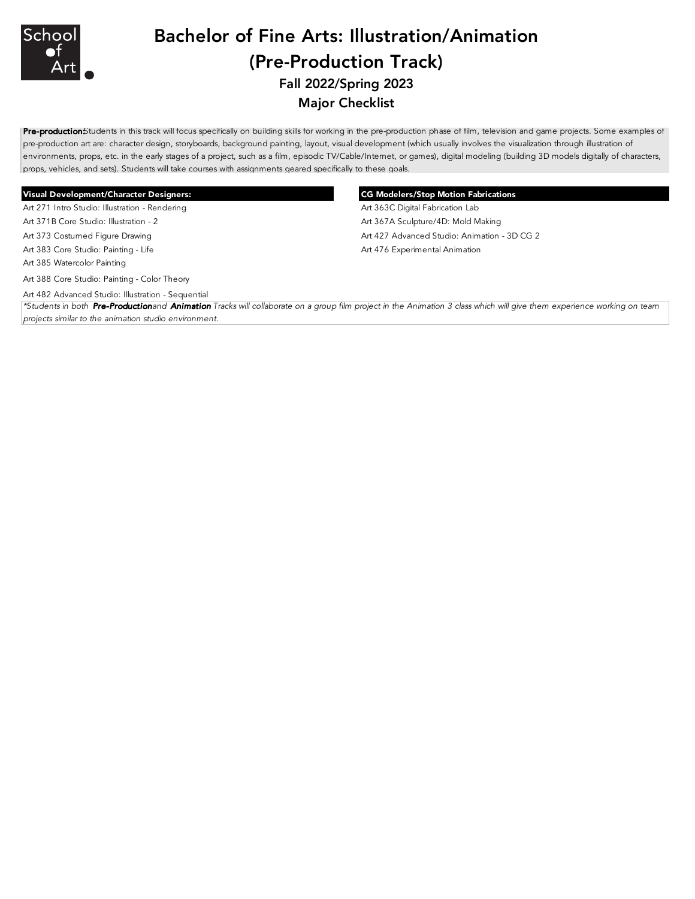# Bachelor of Fine Arts: Illustration/Animation (Pre-Production Track)

## Fall 2022/Spring 2023

## Major Checklist

**Pre-production:** Students in this track will focus specifically on building skills for working in the pre-production phase of film, television and game projects. Some examples of pre-production art are: character design, storyboards, background painting, layout, visual development (which usually involves the visualization through illustration of environments, props, etc. in the early stages of a project, such as a film, episodic TV/Cable/Internet, or games), digital modeling (building 3D models digitally of characters, props, vehicles, and sets). Students will take courses with assignments geared specifically to these goals.

| Visual Development/Character Designers: | CG Modelers/Stop Motion Fabrications |
|---|---|
| Art 271 Intro Studio: Illustration - Rendering | Art 363C Digital Fabrication Lab |
| Art 371B Core Studio: Illustration - 2 | Art 367A Sculpture/4D: Mold Making |
| Art 373 Costumed Figure Drawing | Art 427 Advanced Studio: Animation - 3D CG 2 |
| Art 383 Core Studio: Painting - Life | Art 476 Experimental Animation |
| Art 385 Watercolor Painting | |
| Art 388 Core Studio: Painting - Color Theory | |
| Art 482 Advanced Studio: Illustration - Sequential | |

*\*Students in both **Pre-Production** and **Animation** Tracks will collaborate on a group film project in the Animation 3 class which will give them experience working on team projects similar to the animation studio environment.*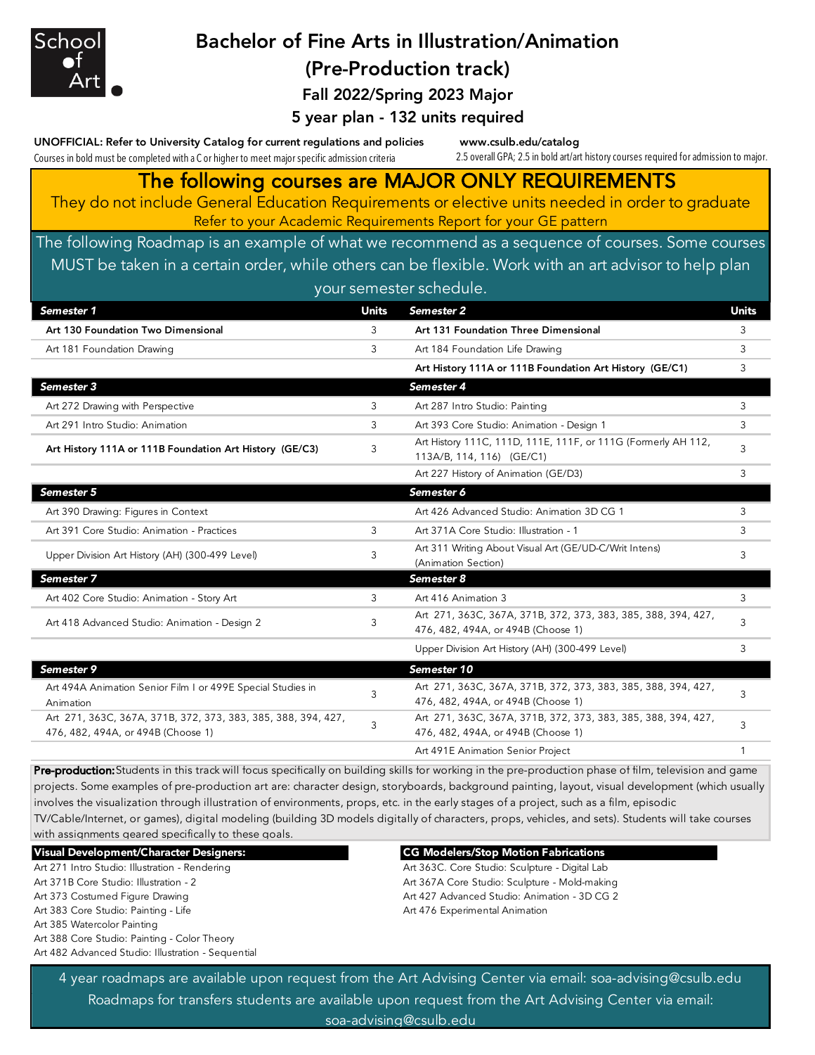# Bachelor of Fine Arts in Illustration/Animation

## (Pre-Production track)

### Fall 2022/Spring 2023 Major

### 5 year plan - 132 units required

**UNOFFICIAL: Refer to University Catalog for current regulations and policies** **www.csulb.edu/catalog**

Courses in bold must be completed with a C or higher to meet major specific admission criteria

2.5 overall GPA; 2.5 in bold art/art history courses required for admission to major.

## The following courses are MAJOR ONLY REQUIREMENTS

They do not include General Education Requirements or elective units needed in order to graduate

Refer to your Academic Requirements Report for your GE pattern

The following Roadmap is an example of what we recommend as a sequence of courses. Some courses MUST be taken in a certain order, while others can be flexible. Work with an art advisor to help plan your semester schedule.

| *Semester 1* | Units | *Semester 2* | Units |
|---|---|---|---|
| **Art 130 Foundation Two Dimensional** | 3 | **Art 131 Foundation Three Dimensional** | 3 |
| Art 181 Foundation Drawing | 3 | Art 184 Foundation Life Drawing | 3 |
| | | **Art History 111A or 111B Foundation Art History (GE/C1)** | 3 |
| ***Semester 3*** | | ***Semester 4*** | |
| Art 272 Drawing with Perspective | 3 | Art 287 Intro Studio: Painting | 3 |
| Art 291 Intro Studio: Animation | 3 | Art 393 Core Studio: Animation - Design 1 | 3 |
| **Art History 111A or 111B Foundation Art History (GE/C3)** | 3 | Art History 111C, 111D, 111E, 111F, or 111G (Formerly AH 112, 113A/B, 114, 116) (GE/C1) | 3 |
| | | Art 227 History of Animation (GE/D3) | 3 |
| ***Semester 5*** | | ***Semester 6*** | |
| Art 390 Drawing: Figures in Context | | Art 426 Advanced Studio: Animation 3D CG 1 | 3 |
| Art 391 Core Studio: Animation - Practices | 3 | Art 371A Core Studio: Illustration - 1 | 3 |
| Upper Division Art History (AH) (300-499 Level) | 3 | Art 311 Writing About Visual Art (GE/UD-C/Writ Intens) (Animation Section) | 3 |
| ***Semester 7*** | | ***Semester 8*** | |
| Art 402 Core Studio: Animation - Story Art | 3 | Art 416 Animation 3 | 3 |
| Art 418 Advanced Studio: Animation - Design 2 | 3 | Art 271, 363C, 367A, 371B, 372, 373, 383, 385, 388, 394, 427, 476, 482, 494A, or 494B (Choose 1) | 3 |
| | | Upper Division Art History (AH) (300-499 Level) | 3 |
| ***Semester 9*** | | ***Semester 10*** | |
| Art 494A Animation Senior Film I or 499E Special Studies in Animation | 3 | Art 271, 363C, 367A, 371B, 372, 373, 383, 385, 388, 394, 427, 476, 482, 494A, or 494B (Choose 1) | 3 |
| Art 271, 363C, 367A, 371B, 372, 373, 383, 385, 388, 394, 427, 476, 482, 494A, or 494B (Choose 1) | 3 | Art 271, 363C, 367A, 371B, 372, 373, 383, 385, 388, 394, 427, 476, 482, 494A, or 494B (Choose 1) | 3 |
| | | Art 491E Animation Senior Project | 1 |

**Pre-production:** Students in this track will focus specifically on building skills for working in the pre-production phase of film, television and game projects. Some examples of pre-production art are: character design, storyboards, background painting, layout, visual development (which usually involves the visualization through illustration of environments, props, etc. in the early stages of a project, such as a film, episodic TV/Cable/Internet, or games), digital modeling (building 3D models digitally of characters, props, vehicles, and sets). Students will take courses with assignments geared specifically to these goals.

**Visual Development/Character Designers:**

- Art 271 Intro Studio: Illustration - Rendering
- Art 371B Core Studio: Illustration - 2
- Art 373 Costumed Figure Drawing
- Art 383 Core Studio: Painting - Life
- Art 385 Watercolor Painting
- Art 388 Core Studio: Painting - Color Theory
- Art 482 Advanced Studio: Illustration - Sequential

**CG Modelers/Stop Motion Fabrications**

- Art 363C. Core Studio: Sculpture - Digital Lab
- Art 367A Core Studio: Sculpture - Mold-making
- Art 427 Advanced Studio: Animation - 3D CG 2
- Art 476 Experimental Animation

4 year roadmaps are available upon request from the Art Advising Center via email: soa-advising@csulb.edu

Roadmaps for transfers students are available upon request from the Art Advising Center via email: soa-advising@csulb.edu